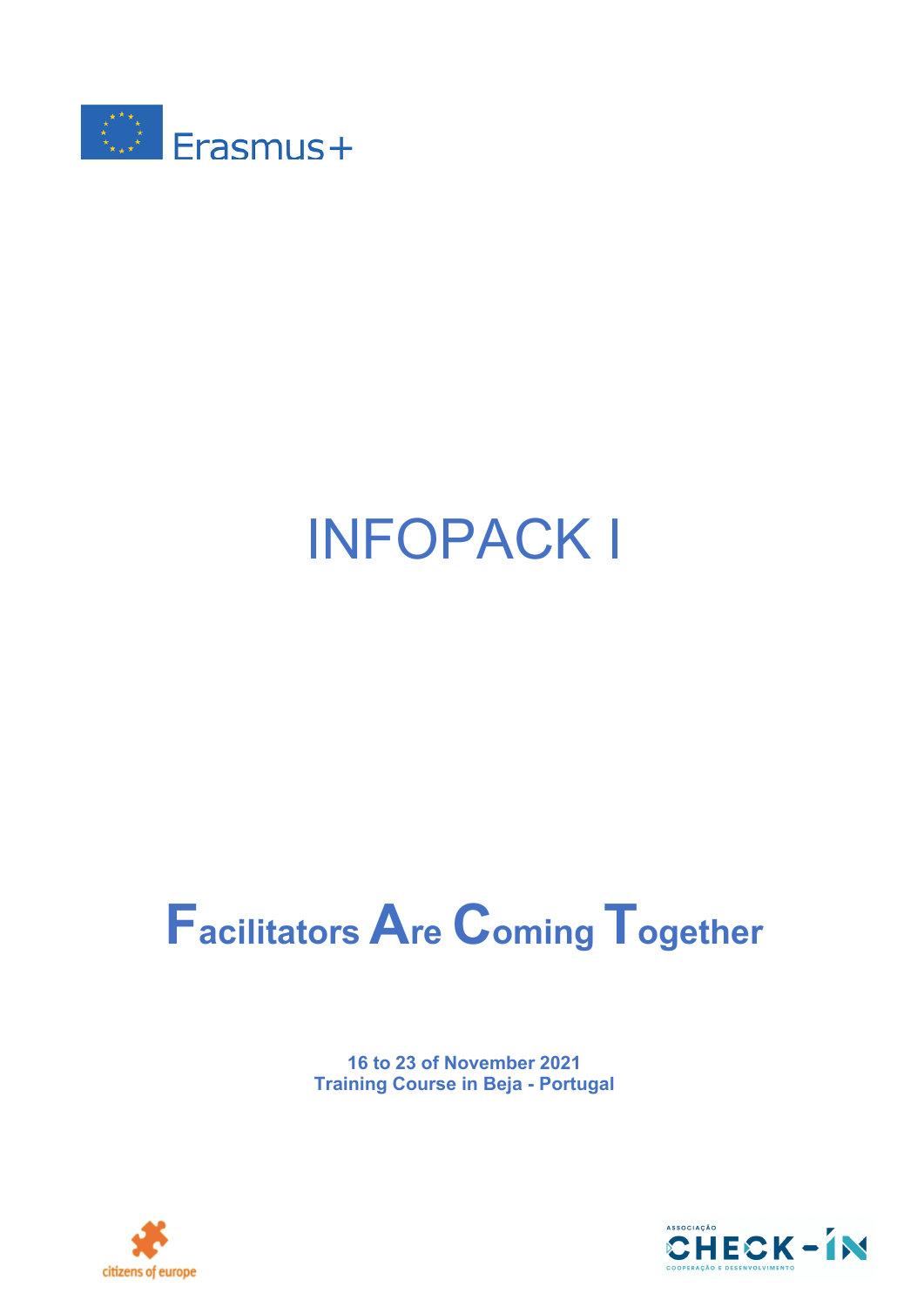Erasmus+

# INFOPACK I

# **F**acilitators **A**re **C**oming **T**ogether

**16 to 23 of November 2021**
**Training Course in Beja - Portugal**

citizens of europe

ASSOCIAÇÃO CHECK-IN COOPERAÇÃO E DESENVOLVIMENTO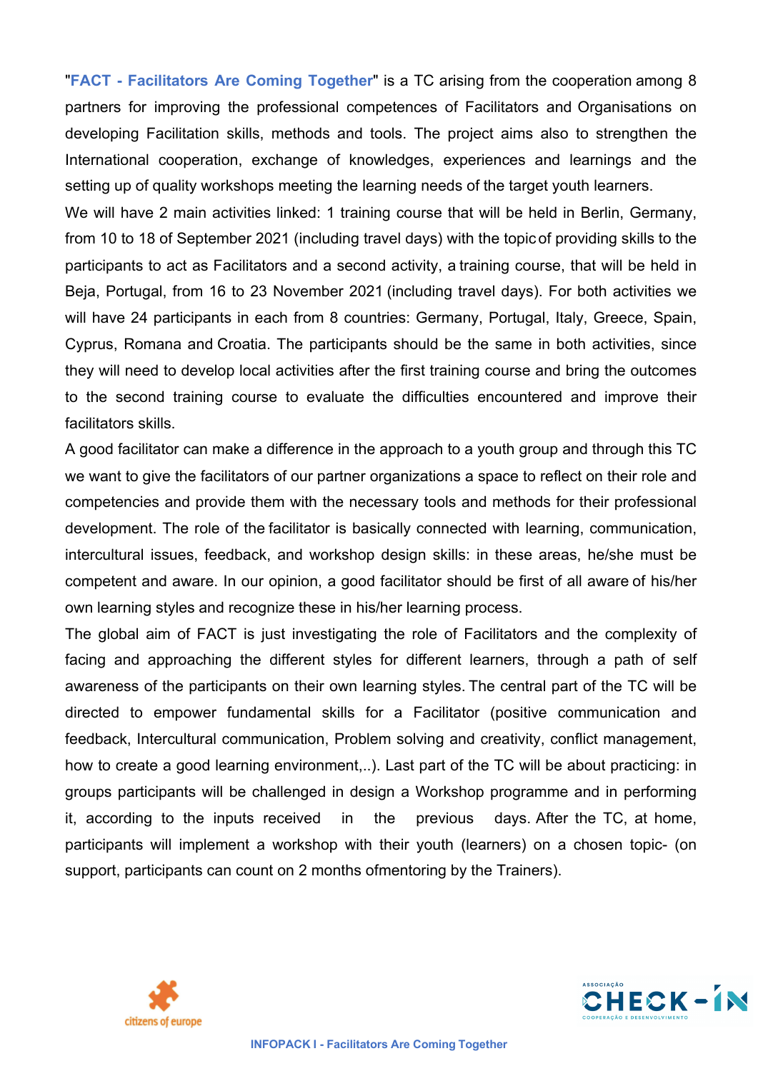"**FACT - Facilitators Are Coming Together**" is a TC arising from the cooperation among 8 partners for improving the professional competences of Facilitators and Organisations on developing Facilitation skills, methods and tools. The project aims also to strengthen the International cooperation, exchange of knowledges, experiences and learnings and the setting up of quality workshops meeting the learning needs of the target youth learners.

We will have 2 main activities linked: 1 training course that will be held in Berlin, Germany, from 10 to 18 of September 2021 (including travel days) with the topic of providing skills to the participants to act as Facilitators and a second activity, a training course, that will be held in Beja, Portugal, from 16 to 23 November 2021 (including travel days). For both activities we will have 24 participants in each from 8 countries: Germany, Portugal, Italy, Greece, Spain, Cyprus, Romana and Croatia. The participants should be the same in both activities, since they will need to develop local activities after the first training course and bring the outcomes to the second training course to evaluate the difficulties encountered and improve their facilitators skills.

A good facilitator can make a difference in the approach to a youth group and through this TC we want to give the facilitators of our partner organizations a space to reflect on their role and competencies and provide them with the necessary tools and methods for their professional development. The role of the facilitator is basically connected with learning, communication, intercultural issues, feedback, and workshop design skills: in these areas, he/she must be competent and aware. In our opinion, a good facilitator should be first of all aware of his/her own learning styles and recognize these in his/her learning process.

The global aim of FACT is just investigating the role of Facilitators and the complexity of facing and approaching the different styles for different learners, through a path of self awareness of the participants on their own learning styles. The central part of the TC will be directed to empower fundamental skills for a Facilitator (positive communication and feedback, Intercultural communication, Problem solving and creativity, conflict management, how to create a good learning environment,..). Last part of the TC will be about practicing: in groups participants will be challenged in design a Workshop programme and in performing it, according to the inputs received in the previous days. After the TC, at home, participants will implement a workshop with their youth (learners) on a chosen topic- (on support, participants can count on 2 months ofmentoring by the Trainers).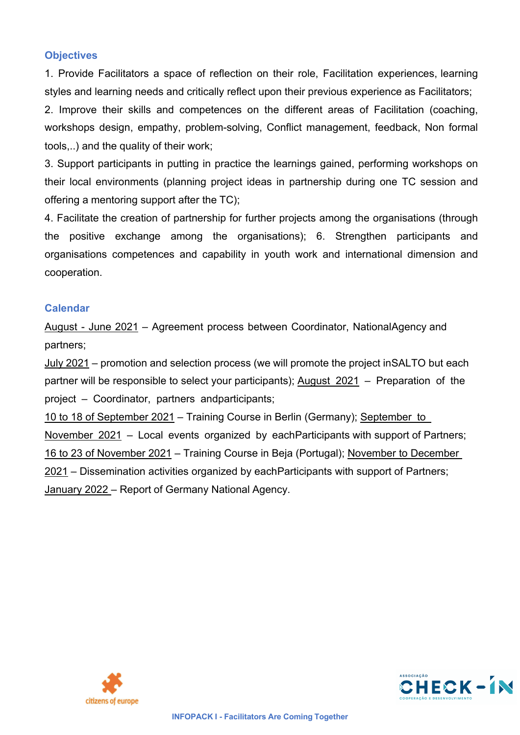## Objectives

1. Provide Facilitators a space of reflection on their role, Facilitation experiences, learning styles and learning needs and critically reflect upon their previous experience as Facilitators;
2. Improve their skills and competences on the different areas of Facilitation (coaching, workshops design, empathy, problem-solving, Conflict management, feedback, Non formal tools,..) and the quality of their work;
3. Support participants in putting in practice the learnings gained, performing workshops on their local environments (planning project ideas in partnership during one TC session and offering a mentoring support after the TC);
4. Facilitate the creation of partnership for further projects among the organisations (through the positive exchange among the organisations); 6. Strengthen participants and organisations competences and capability in youth work and international dimension and cooperation.

## Calendar

August - June 2021 – Agreement process between Coordinator, NationalAgency and partners;

July 2021 – promotion and selection process (we will promote the project inSALTO but each partner will be responsible to select your participants); August 2021 – Preparation of the project – Coordinator, partners andparticipants;

10 to 18 of September 2021 – Training Course in Berlin (Germany); September to November 2021 – Local events organized by eachParticipants with support of Partners;

16 to 23 of November 2021 – Training Course in Beja (Portugal); November to December 2021 – Dissemination activities organized by eachParticipants with support of Partners;

January 2022 – Report of Germany National Agency.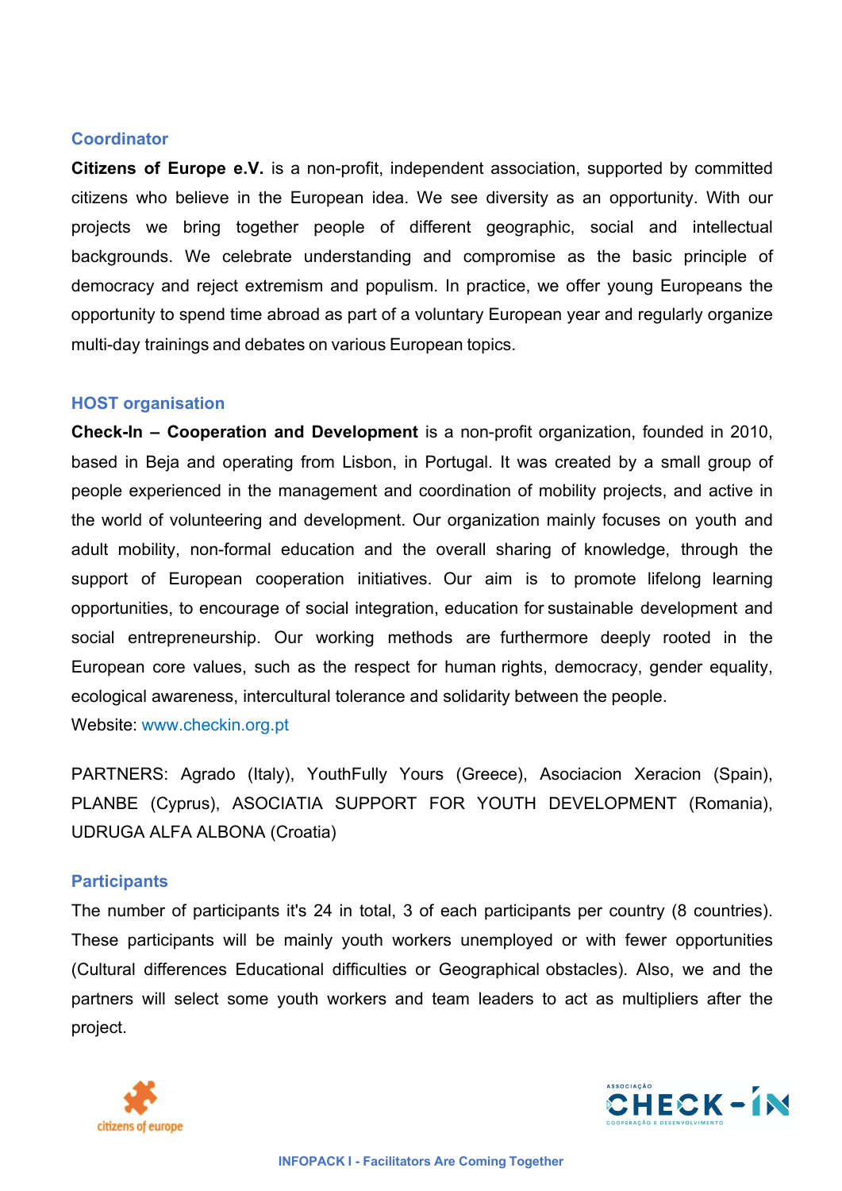## Coordinator

**Citizens of Europe e.V.** is a non-profit, independent association, supported by committed citizens who believe in the European idea. We see diversity as an opportunity. With our projects we bring together people of different geographic, social and intellectual backgrounds. We celebrate understanding and compromise as the basic principle of democracy and reject extremism and populism. In practice, we offer young Europeans the opportunity to spend time abroad as part of a voluntary European year and regularly organize multi-day trainings and debates on various European topics.

## HOST organisation

**Check-In – Cooperation and Development** is a non-profit organization, founded in 2010, based in Beja and operating from Lisbon, in Portugal. It was created by a small group of people experienced in the management and coordination of mobility projects, and active in the world of volunteering and development. Our organization mainly focuses on youth and adult mobility, non-formal education and the overall sharing of knowledge, through the support of European cooperation initiatives. Our aim is to promote lifelong learning opportunities, to encourage of social integration, education for sustainable development and social entrepreneurship. Our working methods are furthermore deeply rooted in the European core values, such as the respect for human rights, democracy, gender equality, ecological awareness, intercultural tolerance and solidarity between the people.
Website: www.checkin.org.pt

PARTNERS: Agrado (Italy), YouthFully Yours (Greece), Asociacion Xeracion (Spain), PLANBE (Cyprus), ASOCIATIA SUPPORT FOR YOUTH DEVELOPMENT (Romania), UDRUGA ALFA ALBONA (Croatia)

## Participants

The number of participants it's 24 in total, 3 of each participants per country (8 countries). These participants will be mainly youth workers unemployed or with fewer opportunities (Cultural differences Educational difficulties or Geographical obstacles). Also, we and the partners will select some youth workers and team leaders to act as multipliers after the project.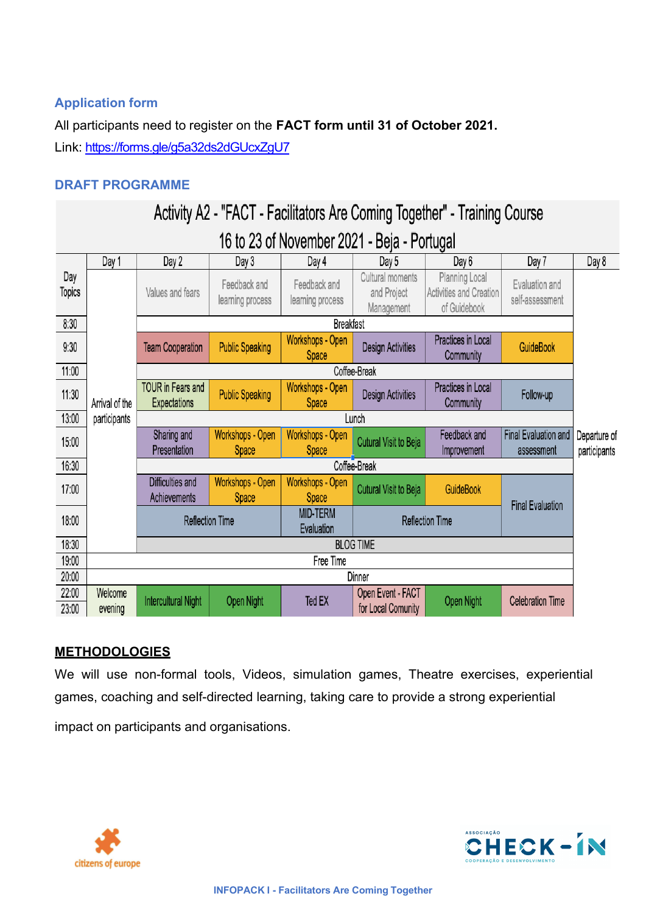### Application form

All participants need to register on the **FACT form until 31 of October 2021.**

Link: https://forms.gle/g5a32ds2dGUcxZgU7

### DRAFT PROGRAMME

**Activity A2 - "FACT - Facilitators Are Coming Together" - Training Course**

**16 to 23 of November 2021 - Beja - Portugal**

| | Day 1 | Day 2 | Day 3 | Day 4 | Day 5 | Day 6 | Day 7 | Day 8 |
|---|---|---|---|---|---|---|---|---|
| Day Topics | Arrival of the participants | Values and fears | Feedback and learning process | Feedback and learning process | Cultural moments and Project Management | Planning Local Activities and Creation of Guidebook | Evaluation and self-assessment | Departure of participants |
| 8:30 | | Breakfast | | | | | | |
| 9:30 | | Team Cooperation | Public Speaking | Workshops - Open Space | Design Activities | Practices in Local Community | GuideBook | |
| 11:00 | | Coffee-Break | | | | | | |
| 11:30 | | TOUR in Fears and Expectations | Public Speaking | Workshops - Open Space | Design Activities | Practices in Local Community | Follow-up | |
| 13:00 | | Lunch | | | | | | |
| 15:00 | | Sharing and Presentation | Workshops - Open Space | Workshops - Open Space | Cutural Visit to Beja | Feedback and Improvement | Final Evaluation and assessment | |
| 16:30 | | Coffee-Break | | | | | | |
| 17:00 | | Difficulties and Achievements | Workshops - Open Space | Workshops - Open Space | Cutural Visit to Beja | GuideBook | Final Evaluation | |
| 18:00 | | Reflection Time | | MID-TERM Evaluation | Reflection Time | | | |
| 18:30 | | BLOG TIME | | | | | | |
| 19:00 | Free Time | | | | | | | |
| 20:00 | Dinner | | | | | | | |
| 22:00 - 23:00 | Welcome evening | Intercultural Night | Open Night | Ted EX | Open Event - FACT for Local Comunity | Open Night | Celebration Time | |

### METHODOLOGIES

We will use non-formal tools, Videos, simulation games, Theatre exercises, experiential games, coaching and self-directed learning, taking care to provide a strong experiential impact on participants and organisations.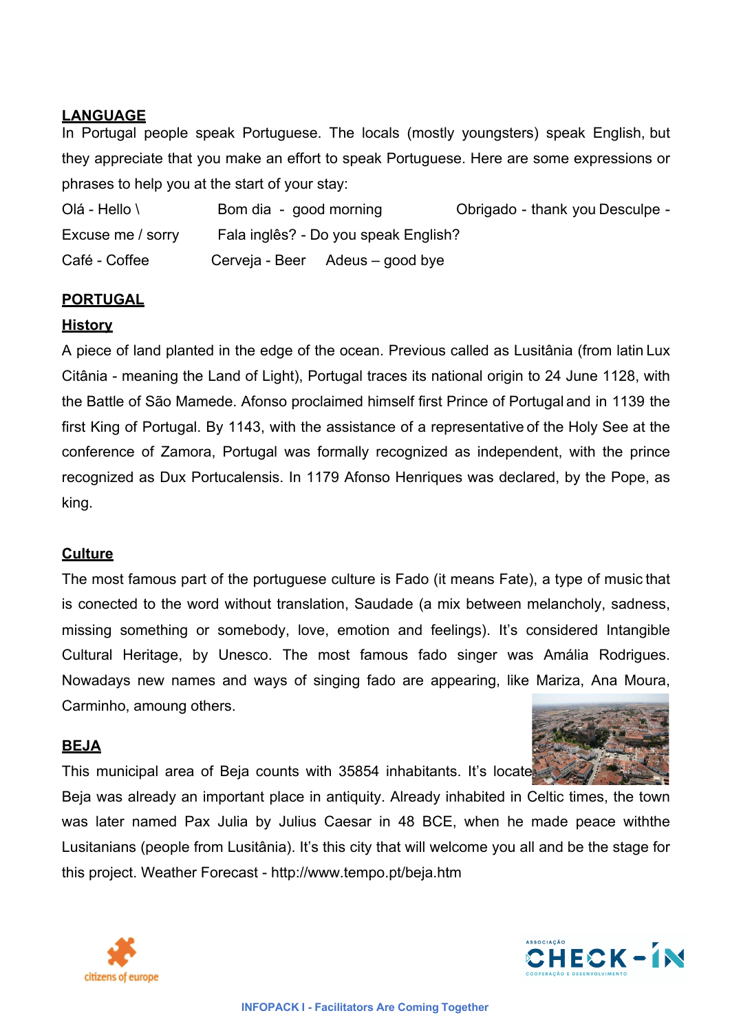## LANGUAGE

In Portugal people speak Portuguese. The locals (mostly youngsters) speak English, but they appreciate that you make an effort to speak Portuguese. Here are some expressions or phrases to help you at the start of your stay:

Olá - Hello \ Bom dia - good morning Obrigado - thank you Desculpe - Excuse me / sorry Fala inglês? - Do you speak English?

Café - Coffee Cerveja - Beer Adeus – good bye

## PORTUGAL

### History

A piece of land planted in the edge of the ocean. Previous called as Lusitânia (from latin Lux Citânia - meaning the Land of Light), Portugal traces its national origin to 24 June 1128, with the Battle of São Mamede. Afonso proclaimed himself first Prince of Portugal and in 1139 the first King of Portugal. By 1143, with the assistance of a representative of the Holy See at the conference of Zamora, Portugal was formally recognized as independent, with the prince recognized as Dux Portucalensis. In 1179 Afonso Henriques was declared, by the Pope, as king.

### Culture

The most famous part of the portuguese culture is Fado (it means Fate), a type of music that is conected to the word without translation, Saudade (a mix between melancholy, sadness, missing something or somebody, love, emotion and feelings). It's considered Intangible Cultural Heritage, by Unesco. The most famous fado singer was Amália Rodrigues. Nowadays new names and ways of singing fado are appearing, like Mariza, Ana Moura, Carminho, amoung others.

## BEJA

This municipal area of Beja counts with 35854 inhabitants. It's locate Beja was already an important place in antiquity. Already inhabited in Celtic times, the town was later named Pax Julia by Julius Caesar in 48 BCE, when he made peace withthe Lusitanians (people from Lusitânia). It's this city that will welcome you all and be the stage for this project. Weather Forecast - http://www.tempo.pt/beja.htm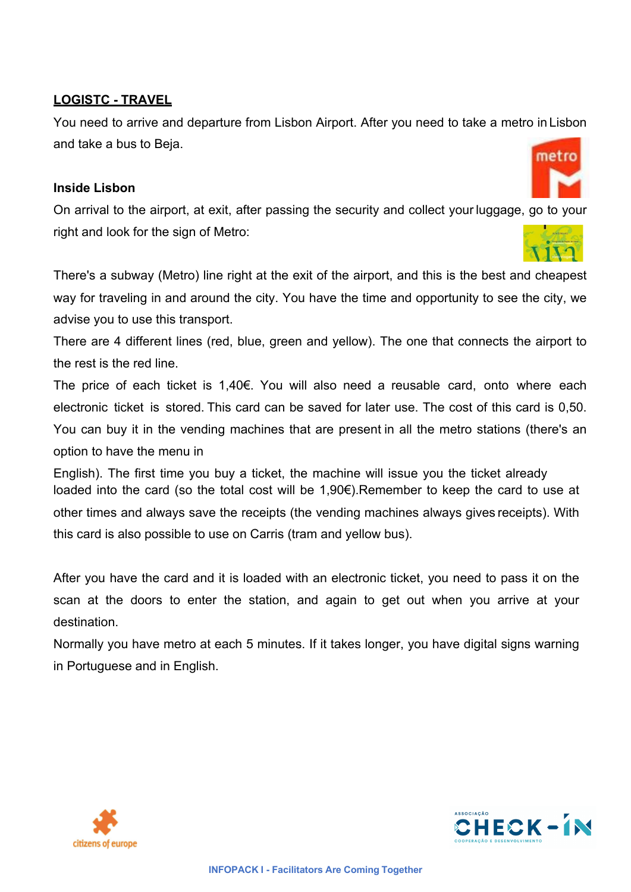## LOGISTC - TRAVEL

You need to arrive and departure from Lisbon Airport. After you need to take a metro in Lisbon and take a bus to Beja.

**Inside Lisbon**

On arrival to the airport, at exit, after passing the security and collect your luggage, go to your right and look for the sign of Metro:

There's a subway (Metro) line right at the exit of the airport, and this is the best and cheapest way for traveling in and around the city. You have the time and opportunity to see the city, we advise you to use this transport.

There are 4 different lines (red, blue, green and yellow). The one that connects the airport to the rest is the red line.

The price of each ticket is 1,40€. You will also need a reusable card, onto where each electronic ticket is stored. This card can be saved for later use. The cost of this card is 0,50. You can buy it in the vending machines that are present in all the metro stations (there's an option to have the menu in English). The first time you buy a ticket, the machine will issue you the ticket already loaded into the card (so the total cost will be 1,90€).Remember to keep the card to use at other times and always save the receipts (the vending machines always gives receipts). With this card is also possible to use on Carris (tram and yellow bus).

After you have the card and it is loaded with an electronic ticket, you need to pass it on the scan at the doors to enter the station, and again to get out when you arrive at your destination.

Normally you have metro at each 5 minutes. If it takes longer, you have digital signs warning in Portuguese and in English.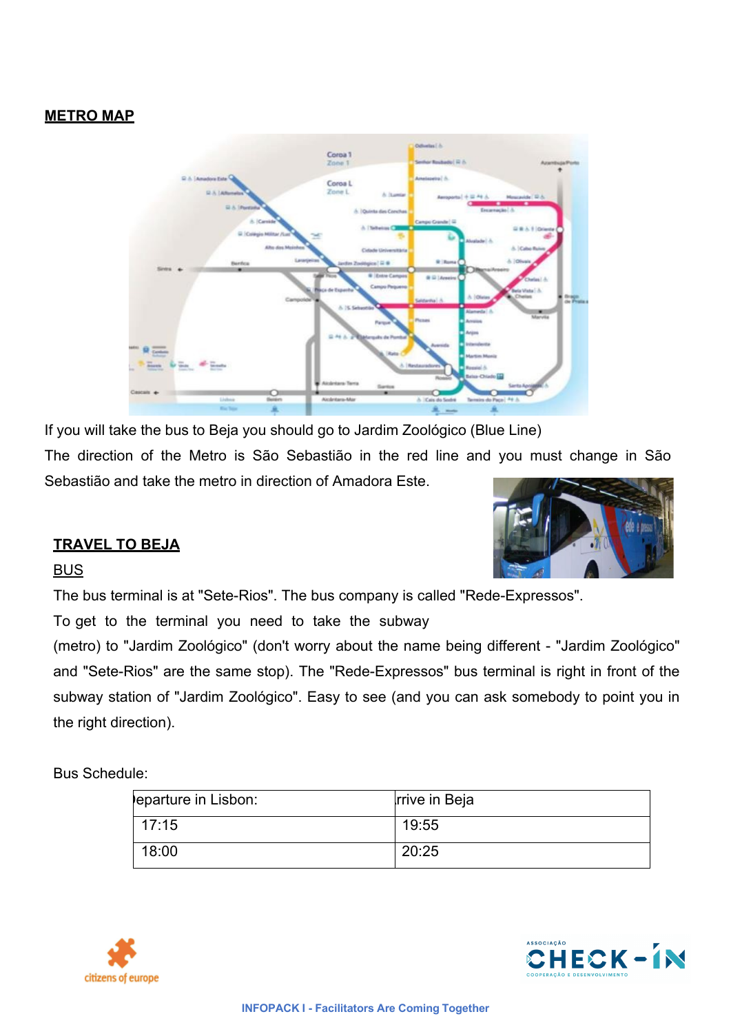**METRO MAP**

If you will take the bus to Beja you should go to Jardim Zoológico (Blue Line)

The direction of the Metro is São Sebastião in the red line and you must change in São Sebastião and take the metro in direction of Amadora Este.

**TRAVEL TO BEJA**

BUS

The bus terminal is at "Sete-Rios". The bus company is called "Rede-Expressos".

To get to the terminal you need to take the subway (metro) to "Jardim Zoológico" (don't worry about the name being different - "Jardim Zoológico" and "Sete-Rios" are the same stop). The "Rede-Expressos" bus terminal is right in front of the subway station of "Jardim Zoológico". Easy to see (and you can ask somebody to point you in the right direction).

Bus Schedule:

| Departure in Lisbon: | Arrive in Beja |
| --- | --- |
| 17:15 | 19:55 |
| 18:00 | 20:25 |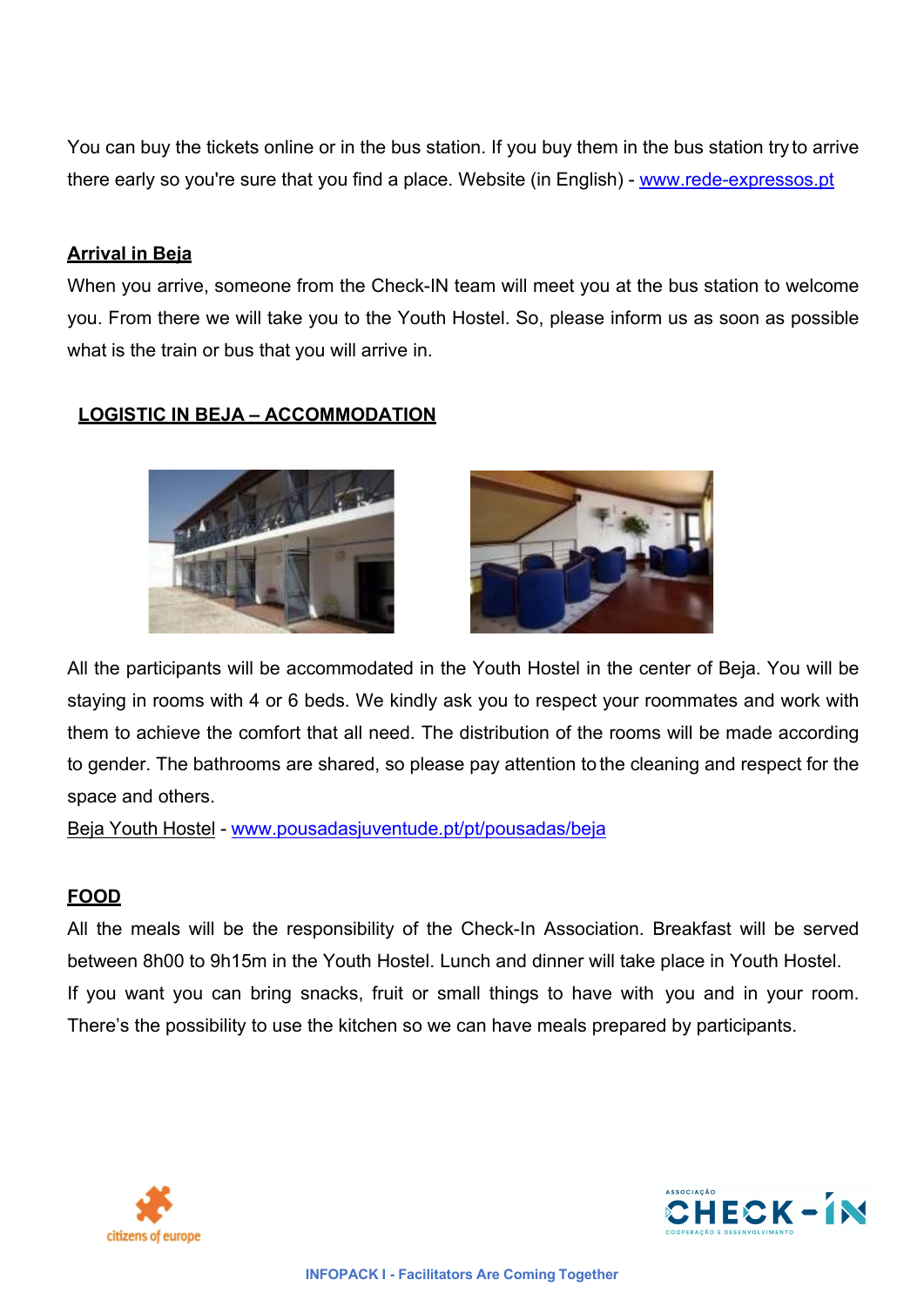You can buy the tickets online or in the bus station. If you buy them in the bus station try to arrive there early so you're sure that you find a place. Website (in English) - www.rede-expressos.pt

## Arrival in Beja

When you arrive, someone from the Check-IN team will meet you at the bus station to welcome you. From there we will take you to the Youth Hostel. So, please inform us as soon as possible what is the train or bus that you will arrive in.

## LOGISTIC IN BEJA – ACCOMMODATION

All the participants will be accommodated in the Youth Hostel in the center of Beja. You will be staying in rooms with 4 or 6 beds. We kindly ask you to respect your roommates and work with them to achieve the comfort that all need. The distribution of the rooms will be made according to gender. The bathrooms are shared, so please pay attention to the cleaning and respect for the space and others.

Beja Youth Hostel - www.pousadasjuventude.pt/pt/pousadas/beja

## FOOD

All the meals will be the responsibility of the Check-In Association. Breakfast will be served between 8h00 to 9h15m in the Youth Hostel. Lunch and dinner will take place in Youth Hostel.

If you want you can bring snacks, fruit or small things to have with you and in your room. There's the possibility to use the kitchen so we can have meals prepared by participants.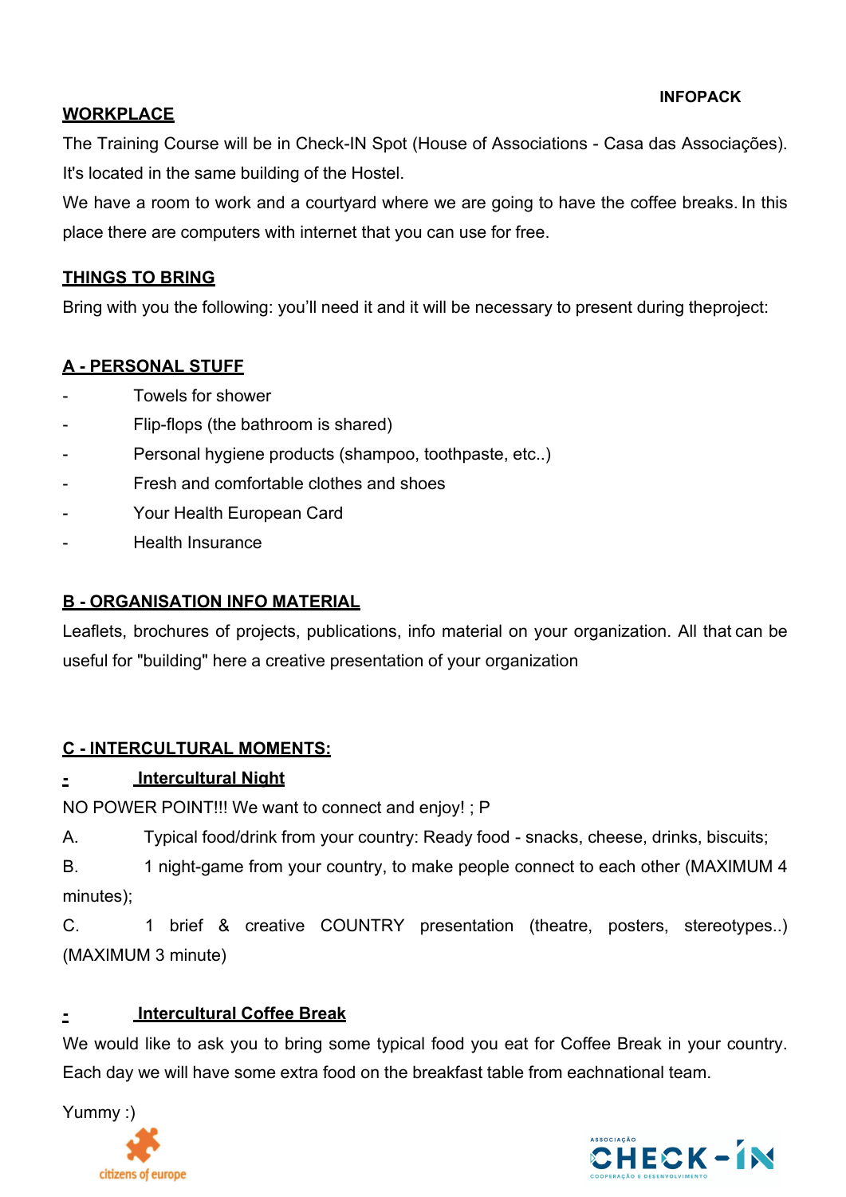**INFOPACK**

## WORKPLACE

The Training Course will be in Check-IN Spot (House of Associations - Casa das Associações). It's located in the same building of the Hostel.

We have a room to work and a courtyard where we are going to have the coffee breaks. In this place there are computers with internet that you can use for free.

## THINGS TO BRING

Bring with you the following: you'll need it and it will be necessary to present during theproject:

### A - PERSONAL STUFF

- Towels for shower
- Flip-flops (the bathroom is shared)
- Personal hygiene products (shampoo, toothpaste, etc..)
- Fresh and comfortable clothes and shoes
- Your Health European Card
- Health Insurance

### B - ORGANISATION INFO MATERIAL

Leaflets, brochures of projects, publications, info material on your organization. All that can be useful for "building" here a creative presentation of your organization

### C - INTERCULTURAL MOMENTS:

#### - Intercultural Night

NO POWER POINT!!! We want to connect and enjoy! ; P

A. Typical food/drink from your country: Ready food - snacks, cheese, drinks, biscuits;

B. 1 night-game from your country, to make people connect to each other (MAXIMUM 4 minutes);

C. 1 brief & creative COUNTRY presentation (theatre, posters, stereotypes..) (MAXIMUM 3 minute)

#### - Intercultural Coffee Break

We would like to ask you to bring some typical food you eat for Coffee Break in your country. Each day we will have some extra food on the breakfast table from eachnational team.

Yummy :)

citizens of europe

ASSOCIAÇÃO CHECK-IN COOPERAÇÃO E DESENVOLVIMENTO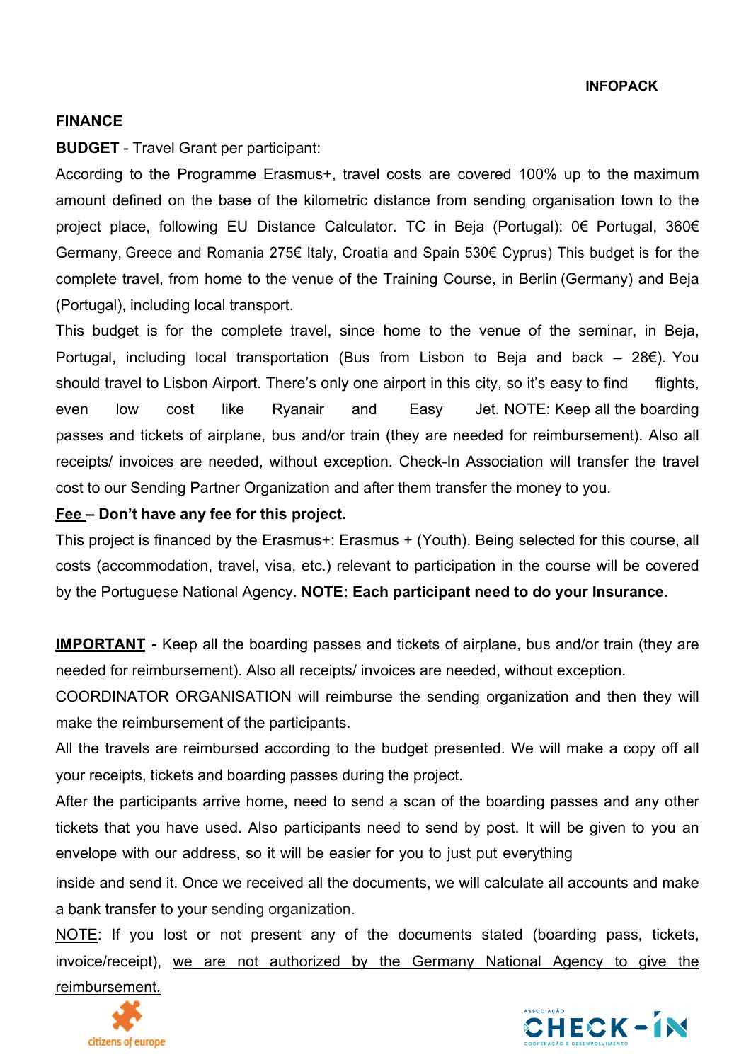**INFOPACK**

**FINANCE**

**BUDGET** - Travel Grant per participant:

According to the Programme Erasmus+, travel costs are covered 100% up to the maximum amount defined on the base of the kilometric distance from sending organisation town to the project place, following EU Distance Calculator. TC in Beja (Portugal): 0€ Portugal, 360€ Germany, Greece and Romania 275€ Italy, Croatia and Spain 530€ Cyprus) This budget is for the complete travel, from home to the venue of the Training Course, in Berlin (Germany) and Beja (Portugal), including local transport.

This budget is for the complete travel, since home to the venue of the seminar, in Beja, Portugal, including local transportation (Bus from Lisbon to Beja and back – 28€). You should travel to Lisbon Airport. There's only one airport in this city, so it's easy to find flights, even low cost like Ryanair and Easy Jet. NOTE: Keep all the boarding passes and tickets of airplane, bus and/or train (they are needed for reimbursement). Also all receipts/ invoices are needed, without exception. Check-In Association will transfer the travel cost to our Sending Partner Organization and after them transfer the money to you.

**Fee – Don't have any fee for this project.**

This project is financed by the Erasmus+: Erasmus + (Youth). Being selected for this course, all costs (accommodation, travel, visa, etc.) relevant to participation in the course will be covered by the Portuguese National Agency. **NOTE: Each participant need to do your Insurance.**

**IMPORTANT -** Keep all the boarding passes and tickets of airplane, bus and/or train (they are needed for reimbursement). Also all receipts/ invoices are needed, without exception.

COORDINATOR ORGANISATION will reimburse the sending organization and then they will make the reimbursement of the participants.

All the travels are reimbursed according to the budget presented. We will make a copy off all your receipts, tickets and boarding passes during the project.

After the participants arrive home, need to send a scan of the boarding passes and any other tickets that you have used. Also participants need to send by post. It will be given to you an envelope with our address, so it will be easier for you to just put everything inside and send it. Once we received all the documents, we will calculate all accounts and make a bank transfer to your sending organization.

NOTE: If you lost or not present any of the documents stated (boarding pass, tickets, invoice/receipt), we are not authorized by the Germany National Agency to give the reimbursement.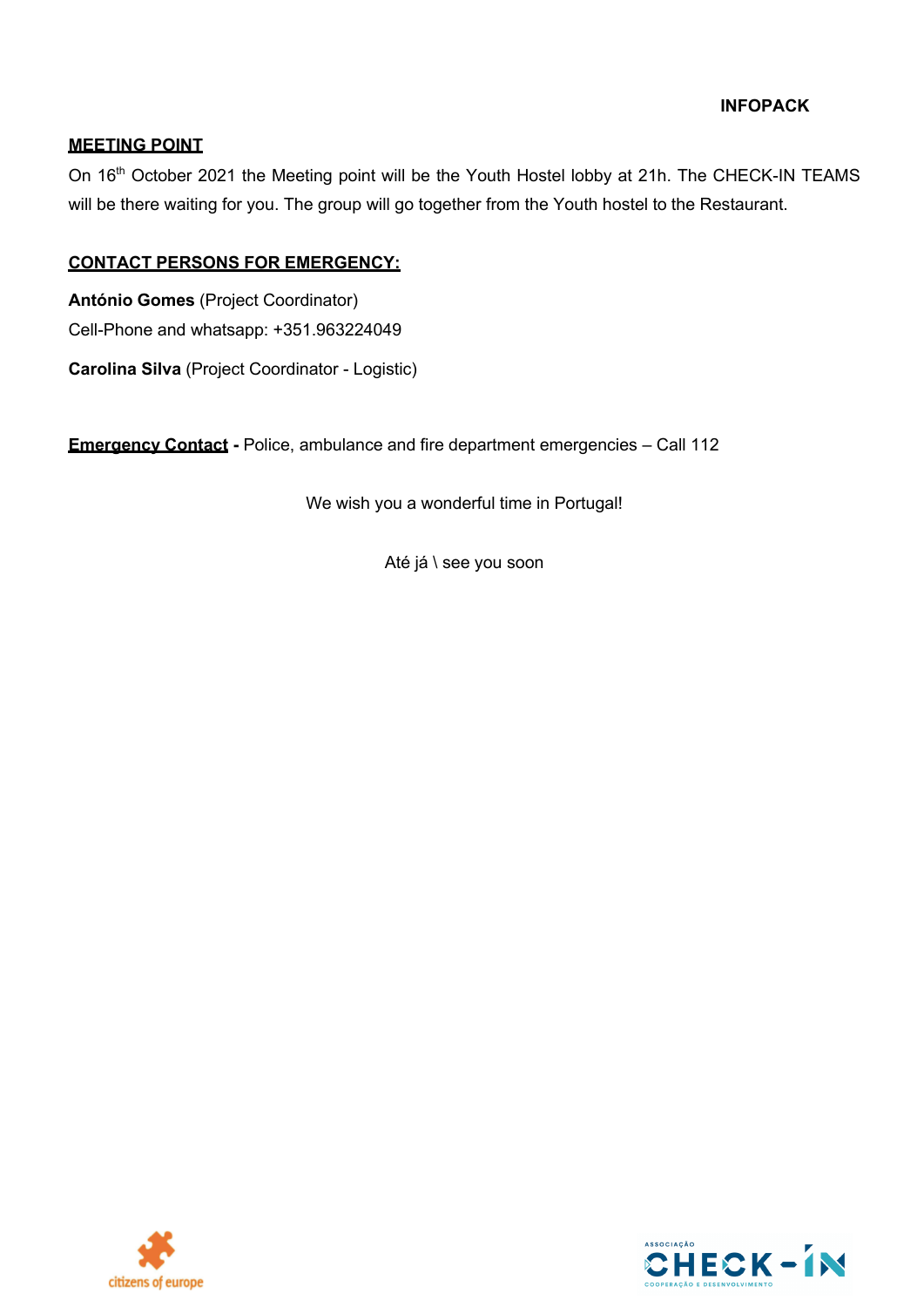**INFOPACK**

**MEETING POINT**

On 16th October 2021 the Meeting point will be the Youth Hostel lobby at 21h. The CHECK-IN TEAMS will be there waiting for you. The group will go together from the Youth hostel to the Restaurant.

**CONTACT PERSONS FOR EMERGENCY:**

**António Gomes** (Project Coordinator)
Cell-Phone and whatsapp: +351.963224049

**Carolina Silva** (Project Coordinator - Logistic)

**Emergency Contact** - Police, ambulance and fire department emergencies – Call 112

We wish you a wonderful time in Portugal!

Até já \ see you soon